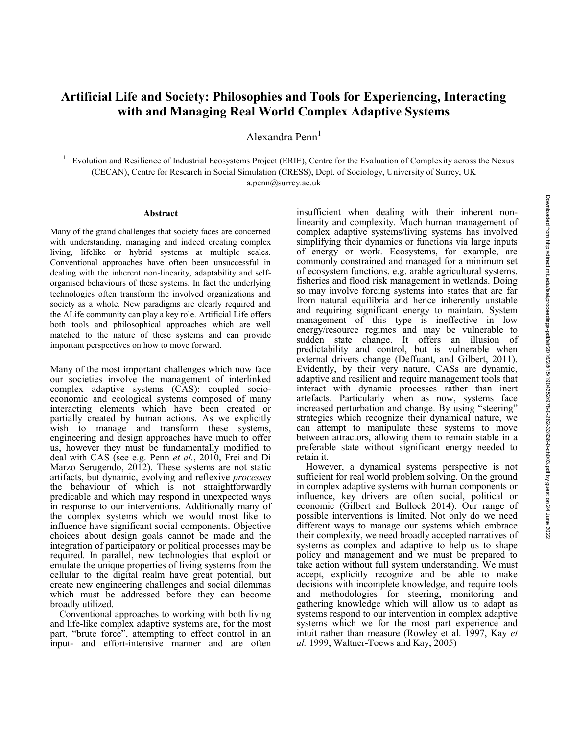# Artificial Life and Society: Philosophies and Tools for Experiencing, Interacting with and Managing Real World Complex Adaptive Systems

Alexandra Penn[1]

[1] Evolution and Resilience of Industrial Ecosystems Project (ERIE), Centre for the Evaluation of Complexity across the Nexus (CECAN), Centre for Research in Social Simulation (CRESS), Dept. of Sociology, University of Surrey, UK
a.penn@surrey.ac.uk

### Abstract

Many of the grand challenges that society faces are concerned with understanding, managing and indeed creating complex living, lifelike or hybrid systems at multiple scales. Conventional approaches have often been unsuccessful in dealing with the inherent non-linearity, adaptability and self-organised behaviours of these systems. In fact the underlying technologies often transform the involved organizations and society as a whole. New paradigms are clearly required and the ALife community can play a key role. Artificial Life offers both tools and philosophical approaches which are well matched to the nature of these systems and can provide important perspectives on how to move forward.

Many of the most important challenges which now face our societies involve the management of interlinked complex adaptive systems (CAS): coupled socio-economic and ecological systems composed of many interacting elements which have been created or partially created by human actions. As we explicitly wish to manage and transform these systems, engineering and design approaches have much to offer us, however they must be fundamentally modified to deal with CAS (see e.g. Penn *et al.*, 2010, Frei and Di Marzo Serugendo, 2012). These systems are not static artifacts, but dynamic, evolving and reflexive *processes* the behaviour of which is not straightforwardly predicable and which may respond in unexpected ways in response to our interventions. Additionally many of the complex systems which we would most like to influence have significant social components. Objective choices about design goals cannot be made and the integration of participatory or political processes may be required. In parallel, new technologies that exploit or emulate the unique properties of living systems from the cellular to the digital realm have great potential, but create new engineering challenges and social dilemmas which must be addressed before they can become broadly utilized.

Conventional approaches to working with both living and life-like complex adaptive systems are, for the most part, "brute force", attempting to effect control in an input- and effort-intensive manner and are often insufficient when dealing with their inherent non-linearity and complexity. Much human management of complex adaptive systems/living systems has involved simplifying their dynamics or functions via large inputs of energy or work. Ecosystems, for example, are commonly constrained and managed for a minimum set of ecosystem functions, e.g. arable agricultural systems, fisheries and flood risk management in wetlands. Doing so may involve forcing systems into states that are far from natural equilibria and hence inherently unstable and requiring significant energy to maintain. System management of this type is ineffective in low energy/resource regimes and may be vulnerable to sudden state change. It offers an illusion of predictability and control, but is vulnerable when external drivers change (Deffuant, and Gilbert, 2011). Evidently, by their very nature, CASs are dynamic, adaptive and resilient and require management tools that interact with dynamic processes rather than inert artefacts. Particularly when as now, systems face increased perturbation and change. By using "steering" strategies which recognize their dynamical nature, we can attempt to manipulate these systems to move between attractors, allowing them to remain stable in a preferable state without significant energy needed to retain it.

However, a dynamical systems perspective is not sufficient for real world problem solving. On the ground in complex adaptive systems with human components or influence, key drivers are often social, political or economic (Gilbert and Bullock 2014). Our range of possible interventions is limited. Not only do we need different ways to manage our systems which embrace their complexity, we need broadly accepted narratives of systems as complex and adaptive to help us to shape policy and management and we must be prepared to take action without full system understanding. We must accept, explicitly recognize and be able to make decisions with incomplete knowledge, and require tools and methodologies for steering, monitoring and gathering knowledge which will allow us to adapt as systems respond to our intervention in complex adaptive systems which we for the most part experience and intuit rather than measure (Rowley et al. 1997, Kay *et al.* 1999, Waltner-Toews and Kay, 2005)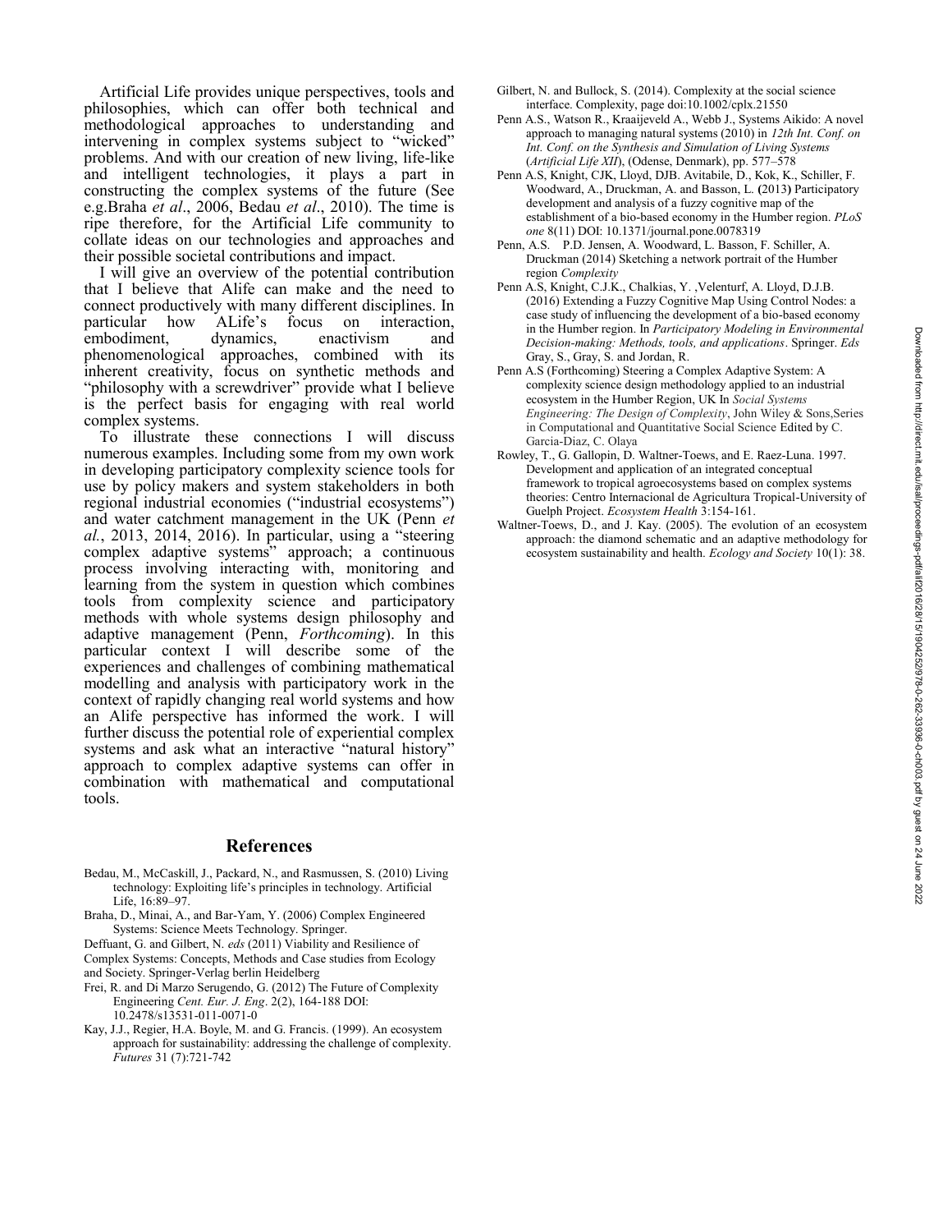Artificial Life provides unique perspectives, tools and philosophies, which can offer both technical and methodological approaches to understanding and intervening in complex systems subject to "wicked" problems. And with our creation of new living, life-like and intelligent technologies, it plays a part in constructing the complex systems of the future (See e.g.Braha *et al*., 2006, Bedau *et al*., 2010). The time is ripe therefore, for the Artificial Life community to collate ideas on our technologies and approaches and their possible societal contributions and impact.

I will give an overview of the potential contribution that I believe that Alife can make and the need to connect productively with many different disciplines. In particular how ALife's focus on interaction, embodiment, dynamics, enactivism and phenomenological approaches, combined with its inherent creativity, focus on synthetic methods and "philosophy with a screwdriver" provide what I believe is the perfect basis for engaging with real world complex systems.

To illustrate these connections I will discuss numerous examples. Including some from my own work in developing participatory complexity science tools for use by policy makers and system stakeholders in both regional industrial economies ("industrial ecosystems") and water catchment management in the UK (Penn *et al.*, 2013, 2014, 2016). In particular, using a "steering complex adaptive systems" approach; a continuous process involving interacting with, monitoring and learning from the system in question which combines tools from complexity science and participatory methods with whole systems design philosophy and adaptive management (Penn, *Forthcoming*). In this particular context I will describe some of the experiences and challenges of combining mathematical modelling and analysis with participatory work in the context of rapidly changing real world systems and how an Alife perspective has informed the work. I will further discuss the potential role of experiential complex systems and ask what an interactive "natural history" approach to complex adaptive systems can offer in combination with mathematical and computational tools.

## References

Bedau, M., McCaskill, J., Packard, N., and Rasmussen, S. (2010) Living technology: Exploiting life's principles in technology. Artificial Life, 16:89–97.

Braha, D., Minai, A., and Bar-Yam, Y. (2006) Complex Engineered Systems: Science Meets Technology. Springer.

Deffuant, G. and Gilbert, N. *eds* (2011) Viability and Resilience of Complex Systems: Concepts, Methods and Case studies from Ecology and Society. Springer-Verlag berlin Heidelberg

Frei, R. and Di Marzo Serugendo, G. (2012) The Future of Complexity Engineering *Cent. Eur. J. Eng*. 2(2), 164-188 DOI: 10.2478/s13531-011-0071-0

Kay, J.J., Regier, H.A. Boyle, M. and G. Francis. (1999). An ecosystem approach for sustainability: addressing the challenge of complexity. *Futures* 31 (7):721-742

Gilbert, N. and Bullock, S. (2014). Complexity at the social science interface. Complexity, page doi:10.1002/cplx.21550

Penn A.S., Watson R., Kraaijeveld A., Webb J., Systems Aikido: A novel approach to managing natural systems (2010) in *12th Int. Conf. on Int. Conf. on the Synthesis and Simulation of Living Systems* (*Artificial Life XII*), (Odense, Denmark), pp. 577–578

Penn A.S, Knight, CJK, Lloyd, DJB. Avitabile, D., Kok, K., Schiller, F. Woodward, A., Druckman, A. and Basson, L. **(**2013**)** Participatory development and analysis of a fuzzy cognitive map of the establishment of a bio-based economy in the Humber region. *PLoS one* 8(11) DOI: 10.1371/journal.pone.0078319

Penn, A.S. P.D. Jensen, A. Woodward, L. Basson, F. Schiller, A. Druckman (2014) Sketching a network portrait of the Humber region *Complexity*

Penn A.S, Knight, C.J.K., Chalkias, Y. ,Velenturf, A. Lloyd, D.J.B. (2016) Extending a Fuzzy Cognitive Map Using Control Nodes: a case study of influencing the development of a bio-based economy in the Humber region. In *Participatory Modeling in Environmental Decision-making: Methods, tools, and applications*. Springer. *Eds* Gray, S., Gray, S. and Jordan, R.

Penn A.S (Forthcoming) Steering a Complex Adaptive System: A complexity science design methodology applied to an industrial ecosystem in the Humber Region, UK In *Social Systems Engineering: The Design of Complexity*, John Wiley & Sons,Series in Computational and Quantitative Social Science Edited by C. Garcia-Diaz, C. Olaya

Rowley, T., G. Gallopin, D. Waltner-Toews, and E. Raez-Luna. 1997. Development and application of an integrated conceptual framework to tropical agroecosystems based on complex systems theories: Centro Internacional de Agricultura Tropical-University of Guelph Project. *Ecosystem Health* 3:154-161.

Waltner-Toews, D., and J. Kay. (2005). The evolution of an ecosystem approach: the diamond schematic and an adaptive methodology for ecosystem sustainability and health. *Ecology and Society* 10(1): 38.